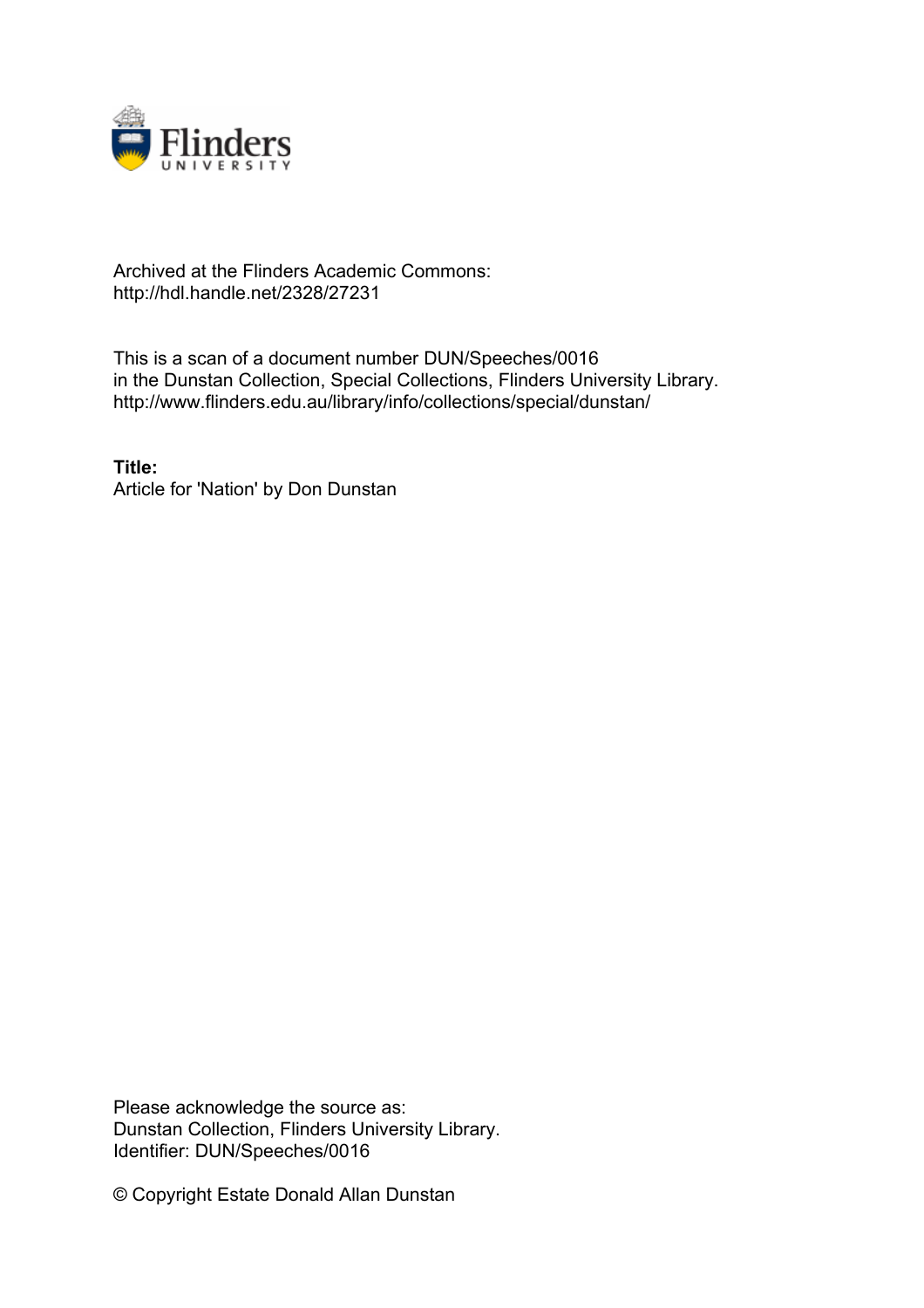Archived at the Flinders Academic Commons:
http://hdl.handle.net/2328/27231

This is a scan of a document number DUN/Speeches/0016
in the Dunstan Collection, Special Collections, Flinders University Library.
http://www.flinders.edu.au/library/info/collections/special/dunstan/

**Title:**
Article for 'Nation' by Don Dunstan

Please acknowledge the source as:
Dunstan Collection, Flinders University Library.
Identifier: DUN/Speeches/0016

© Copyright Estate Donald Allan Dunstan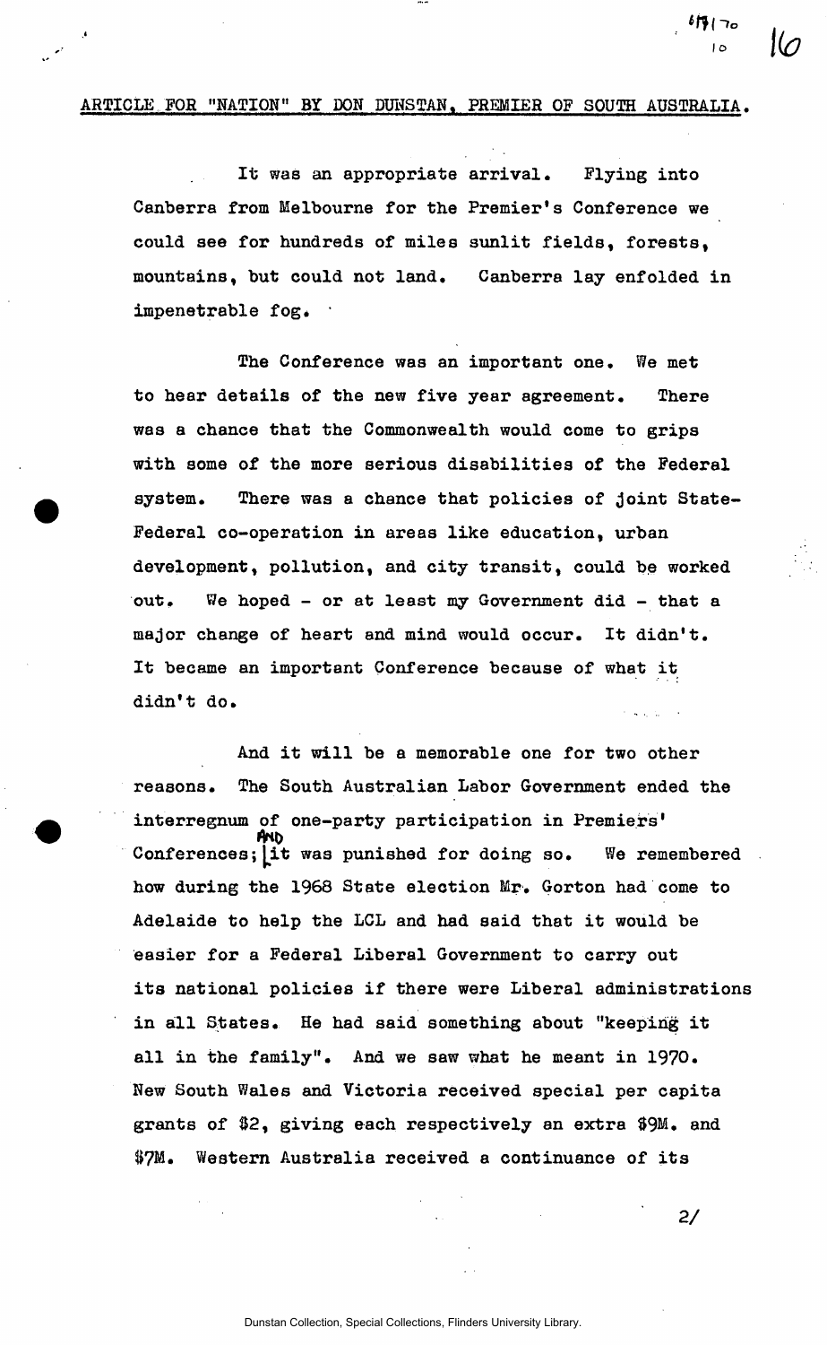ARTICLE FOR "NATION" BY DON DUNSTAN, PREMIER OF SOUTH AUSTRALIA.

It was an appropriate arrival. Flying into Canberra from Melbourne for the Premier's Conference we could see for hundreds of miles sunlit fields, forests, mountains, but could not land. Canberra lay enfolded in impenetrable fog.

The Conference was an important one. We met to hear details of the new five year agreement. There was a chance that the Commonwealth would come to grips with some of the more serious disabilities of the Federal system. There was a chance that policies of joint State-Federal co-operation in areas like education, urban development, pollution, and city transit, could be worked out. We hoped - or at least my Government did - that a major change of heart and mind would occur. It didn't. It became an important Conference because of what it didn't do.

And it will be a memorable one for two other reasons. The South Australian Labor Government ended the interregnum of one-party participation in Premiers' Conferences; AND it was punished for doing so. We remembered how during the 1968 State election Mr. Gorton had come to Adelaide to help the LCL and had said that it would be easier for a Federal Liberal Government to carry out its national policies if there were Liberal administrations in all States. He had said something about "keeping it all in the family". And we saw what he meant in 1970. New South Wales and Victoria received special per capita grants of $2, giving each respectively an extra $9M. and $7M. Western Australia received a continuance of its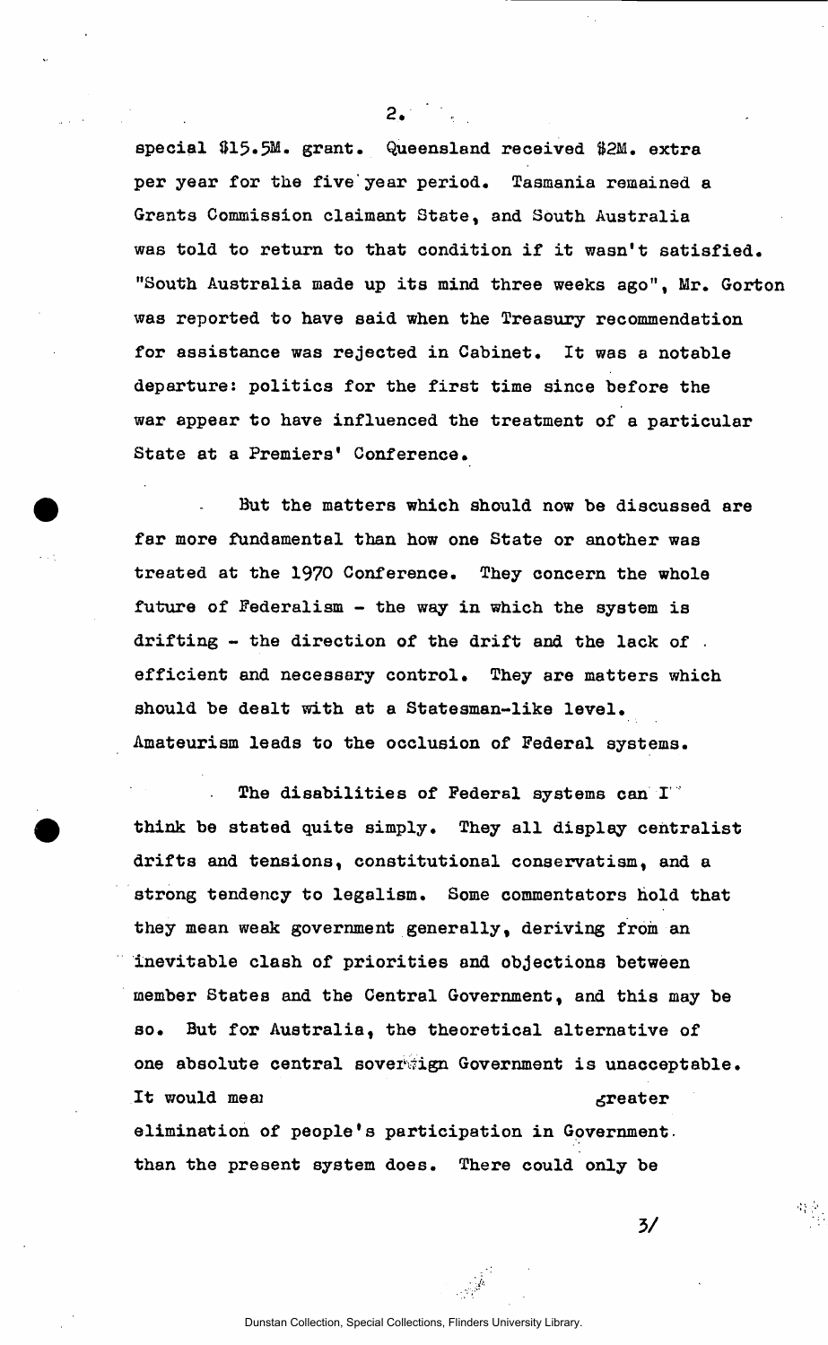special $15.5M. grant. Queensland received $2M. extra per year for the five year period. Tasmania remained a Grants Commission claimant State, and South Australia was told to return to that condition if it wasn't satisfied. "South Australia made up its mind three weeks ago", Mr. Gorton was reported to have said when the Treasury recommendation for assistance was rejected in Cabinet. It was a notable departure: politics for the first time since before the war appear to have influenced the treatment of a particular State at a Premiers' Conference.

But the matters which should now be discussed are far more fundamental than how one State or another was treated at the 1970 Conference. They concern the whole future of Federalism - the way in which the system is drifting - the direction of the drift and the lack of efficient and necessary control. They are matters which should be dealt with at a Statesman-like level. Amateurism leads to the occlusion of Federal systems.

The disabilities of Federal systems can I think be stated quite simply. They all display centralist drifts and tensions, constitutional conservatism, and a strong tendency to legalism. Some commentators hold that they mean weak government generally, deriving from an inevitable clash of priorities and objections between member States and the Central Government, and this may be so. But for Australia, the theoretical alternative of one absolute central sovereign Government is unacceptable. It would mean greater elimination of people's participation in Government than the present system does. There could only be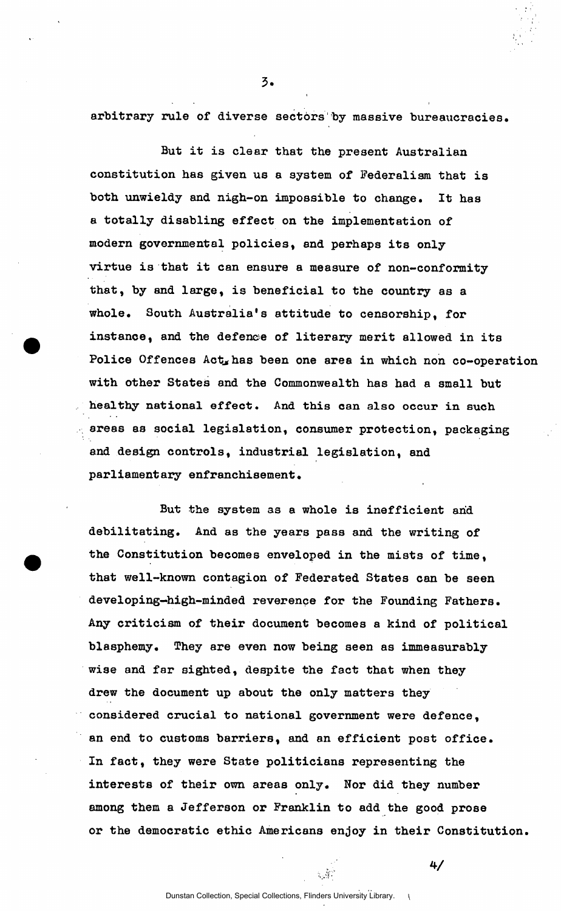arbitrary rule of diverse sectors by massive bureaucracies.

But it is clear that the present Australian constitution has given us a system of Federalism that is both unwieldy and nigh-on impossible to change. It has a totally disabling effect on the implementation of modern governmental policies, and perhaps its only virtue is that it can ensure a measure of non-conformity that, by and large, is beneficial to the country as a whole. South Australia's attitude to censorship, for instance, and the defence of literary merit allowed in its Police Offences Act, has been one area in which non co-operation with other States and the Commonwealth has had a small but healthy national effect. And this can also occur in such areas as social legislation, consumer protection, packaging and design controls, industrial legislation, and parliamentary enfranchisement.

But the system as a whole is inefficient and debilitating. And as the years pass and the writing of the Constitution becomes enveloped in the mists of time, that well-known contagion of Federated States can be seen developing-high-minded reverence for the Founding Fathers. Any criticism of their document becomes a kind of political blasphemy. They are even now being seen as immeasurably wise and far sighted, despite the fact that when they drew the document up about the only matters they considered crucial to national government were defence, an end to customs barriers, and an efficient post office. In fact, they were State politicians representing the interests of their own areas only. Nor did they number among them a Jefferson or Franklin to add the good prose or the democratic ethic Americans enjoy in their Constitution.

4/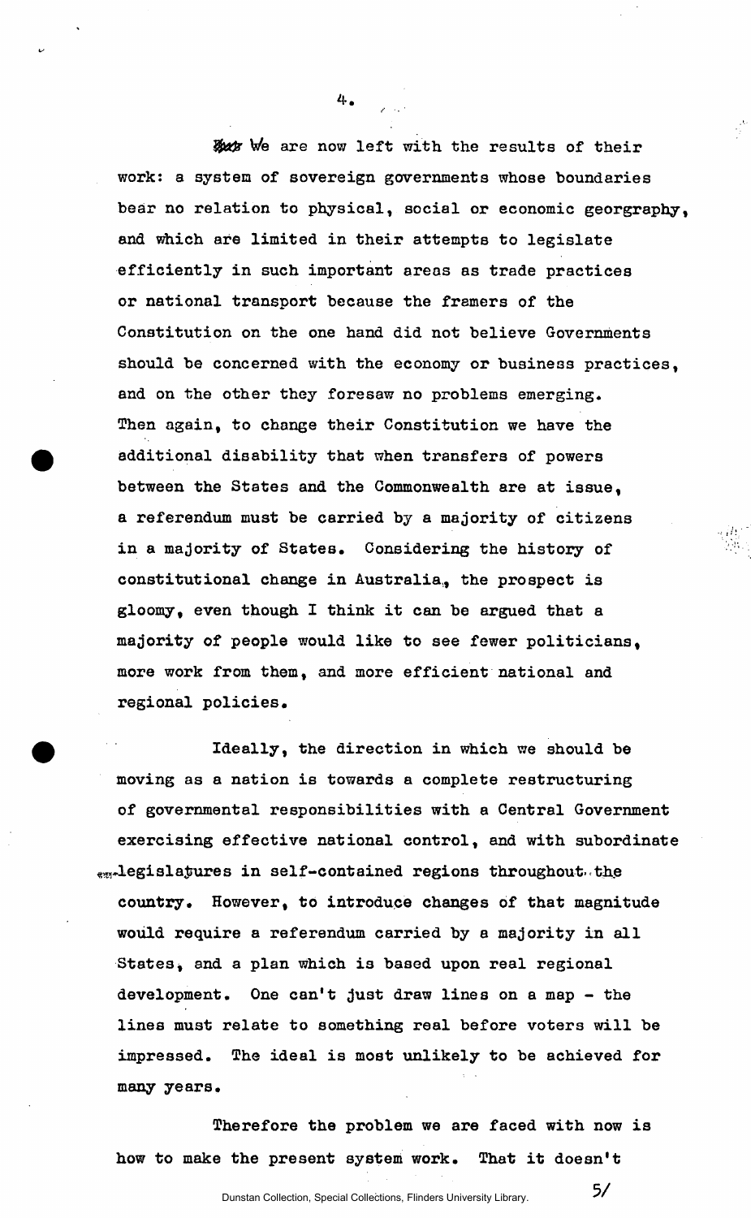We are now left with the results of their work: a system of sovereign governments whose boundaries bear no relation to physical, social or economic georgraphy, and which are limited in their attempts to legislate efficiently in such important areas as trade practices or national transport because the framers of the Constitution on the one hand did not believe Governments should be concerned with the economy or business practices, and on the other they foresaw no problems emerging. Then again, to change their Constitution we have the additional disability that when transfers of powers between the States and the Commonwealth are at issue, a referendum must be carried by a majority of citizens in a majority of States. Considering the history of constitutional change in Australia, the prospect is gloomy, even though I think it can be argued that a majority of people would like to see fewer politicians, more work from them, and more efficient national and regional policies.

Ideally, the direction in which we should be moving as a nation is towards a complete restructuring of governmental responsibilities with a Central Government exercising effective national control, and with subordinate legislatures in self-contained regions throughout the country. However, to introduce changes of that magnitude would require a referendum carried by a majority in all States, and a plan which is based upon real regional development. One can't just draw lines on a map - the lines must relate to something real before voters will be impressed. The ideal is most unlikely to be achieved for many years.

Therefore the problem we are faced with now is how to make the present system work. That it doesn't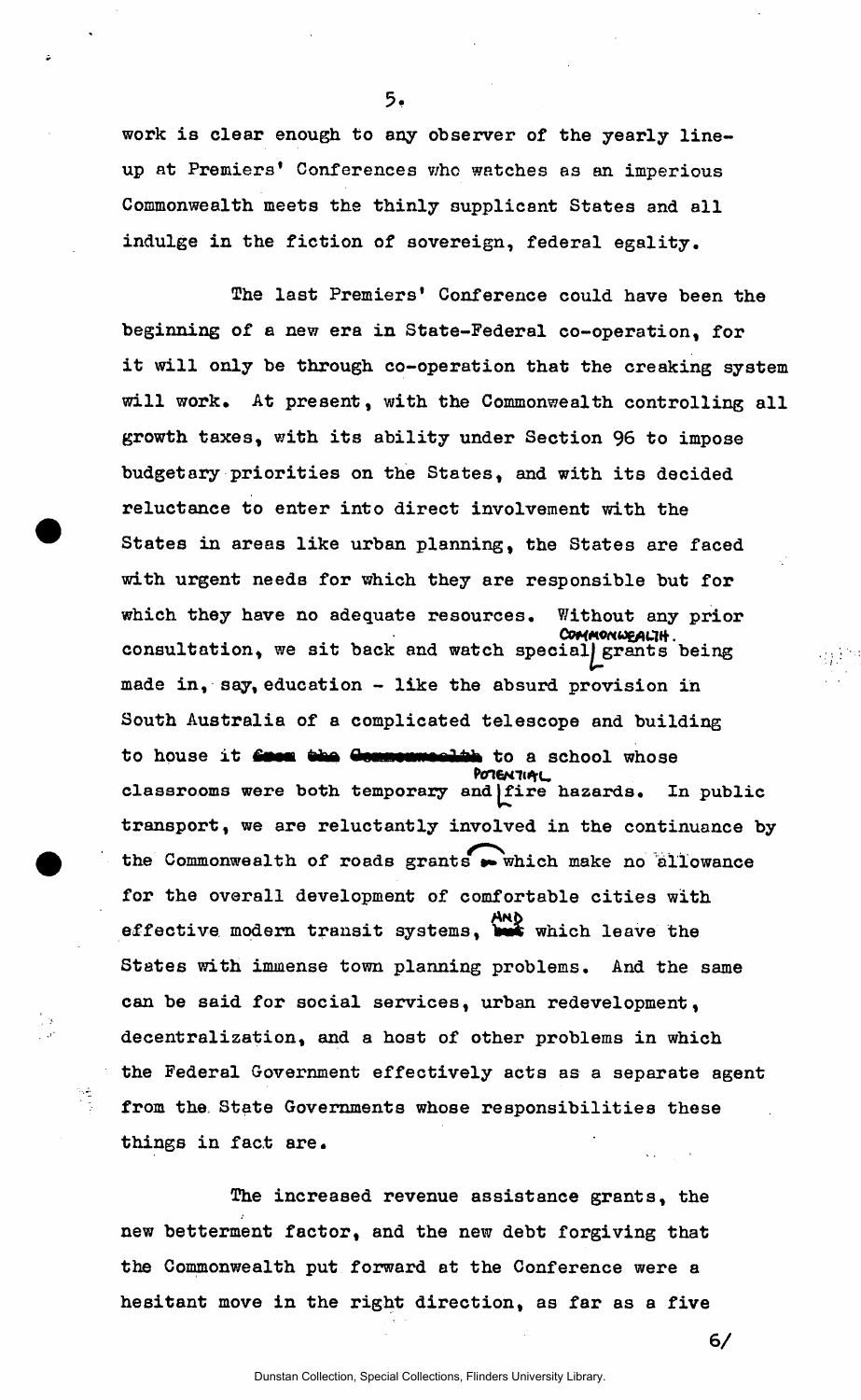work is clear enough to any observer of the yearly line-up at Premiers' Conferences who watches as an imperious Commonwealth meets the thinly supplicant States and all indulge in the fiction of sovereign, federal egality.

The last Premiers' Conference could have been the beginning of a new era in State-Federal co-operation, for it will only be through co-operation that the creaking system will work. At present, with the Commonwealth controlling all growth taxes, with its ability under Section 96 to impose budgetary priorities on the States, and with its decided reluctance to enter into direct involvement with the States in areas like urban planning, the States are faced with urgent needs for which they are responsible but for which they have no adequate resources. Without any prior consultation, we sit back and watch special Commonwealth grants being made in, say, education - like the absurd provision in South Australia of a complicated telescope and building to house it to a school whose classrooms were both temporary and potential fire hazards. In public transport, we are reluctantly involved in the continuance by the Commonwealth of roads grants which make no allowance for the overall development of comfortable cities with effective modern transit systems, and which leave the States with immense town planning problems. And the same can be said for social services, urban redevelopment, decentralization, and a host of other problems in which the Federal Government effectively acts as a separate agent from the State Governments whose responsibilities these things in fact are.

The increased revenue assistance grants, the new betterment factor, and the new debt forgiving that the Commonwealth put forward at the Conference were a hesitant move in the right direction, as far as a five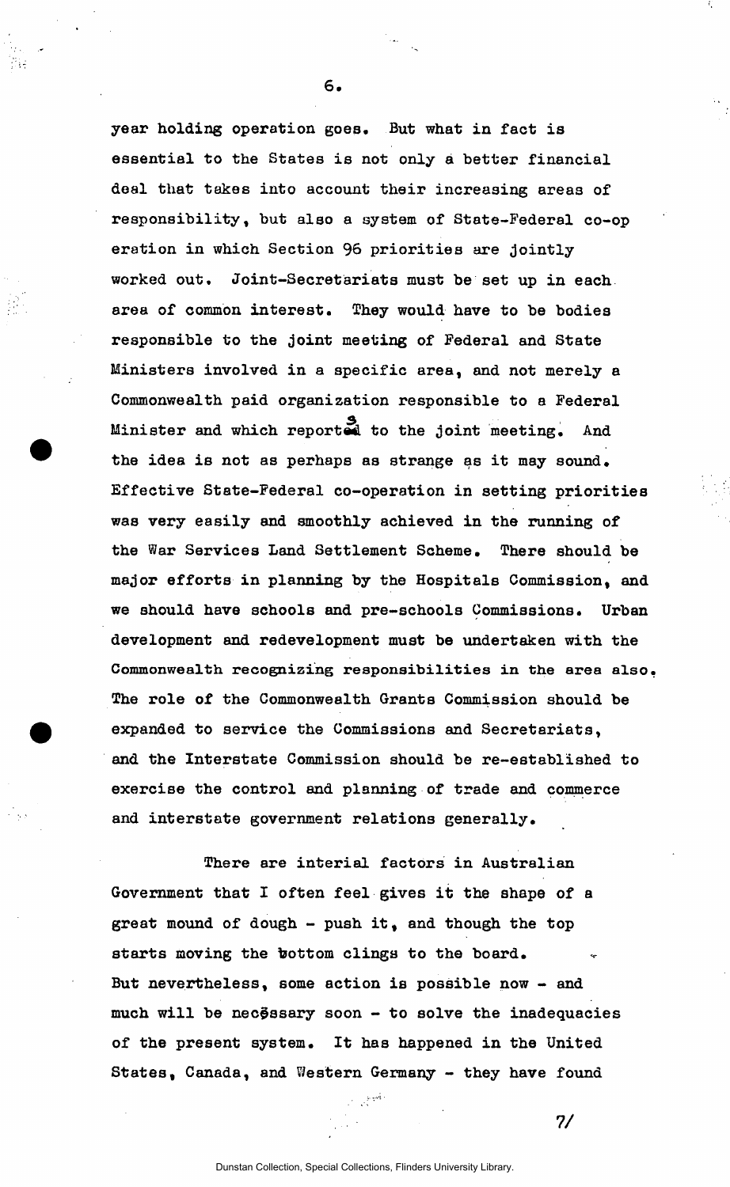year holding operation goes. But what in fact is essential to the States is not only a better financial deal that takes into account their increasing areas of responsibility, but also a system of State-Federal co-operation in which Section 96 priorities are jointly worked out. Joint-Secretariats must be set up in each area of common interest. They would have to be bodies responsible to the joint meeting of Federal and State Ministers involved in a specific area, and not merely a Commonwealth paid organization responsible to a Federal Minister and which reports to the joint meeting. And the idea is not as perhaps as strange as it may sound. Effective State-Federal co-operation in setting priorities was very easily and smoothly achieved in the running of the War Services Land Settlement Scheme. There should be major efforts in planning by the Hospitals Commission, and we should have schools and pre-schools Commissions. Urban development and redevelopment must be undertaken with the Commonwealth recognizing responsibilities in the area also. The role of the Commonwealth Grants Commission should be expanded to service the Commissions and Secretariats, and the Interstate Commission should be re-established to exercise the control and planning of trade and commerce and interstate government relations generally.

There are interial factors in Australian Government that I often feel gives it the shape of a great mound of dough - push it, and though the top starts moving the bottom clings to the board. But nevertheless, some action is possible now - and much will be necessary soon - to solve the inadequacies of the present system. It has happened in the United States, Canada, and Western Germany - they have found

7/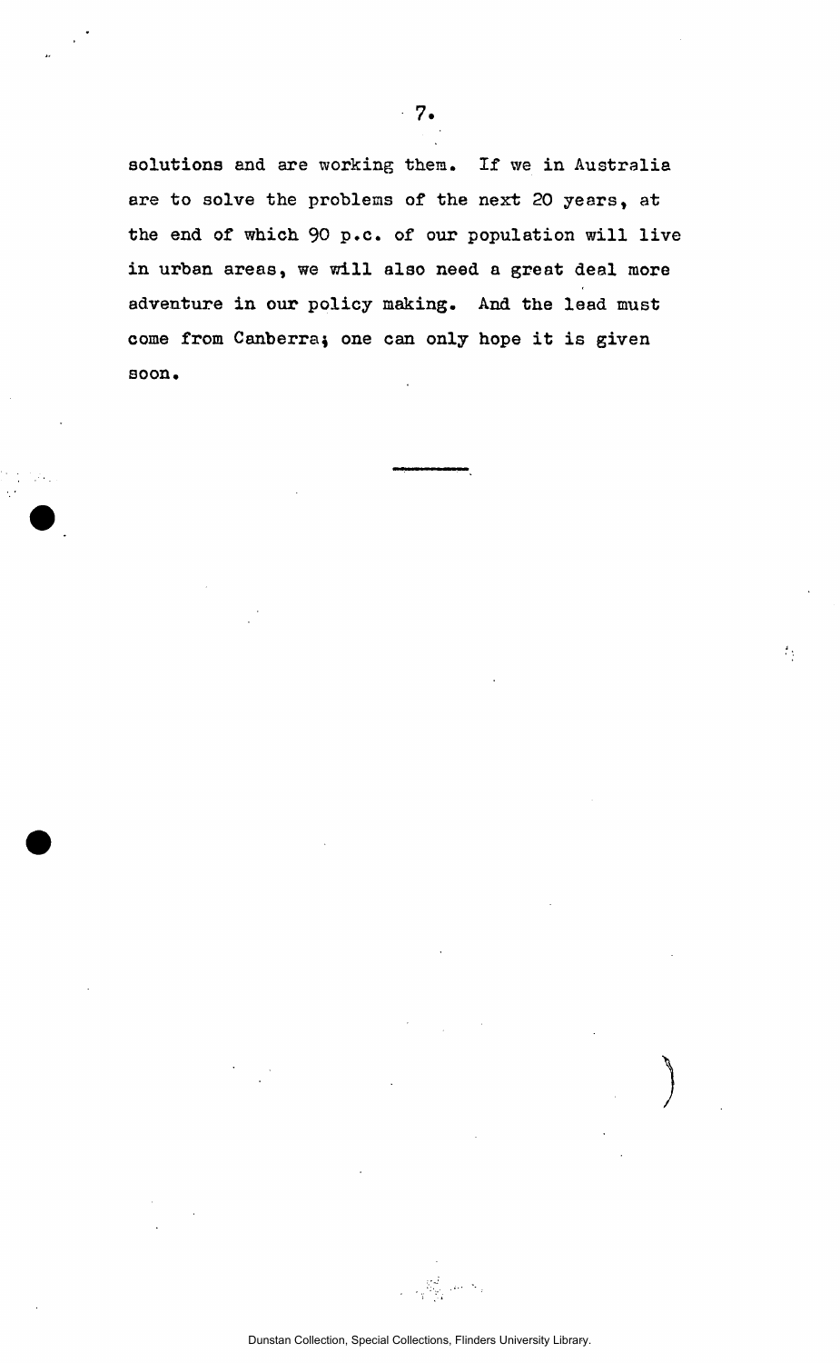solutions and are working them. If we in Australia are to solve the problems of the next 20 years, at the end of which 90 p.c. of our population will live in urban areas, we will also need a great deal more adventure in our policy making. And the lead must come from Canberra; one can only hope it is given soon.

---

Dunstan Collection, Special Collections, Flinders University Library.